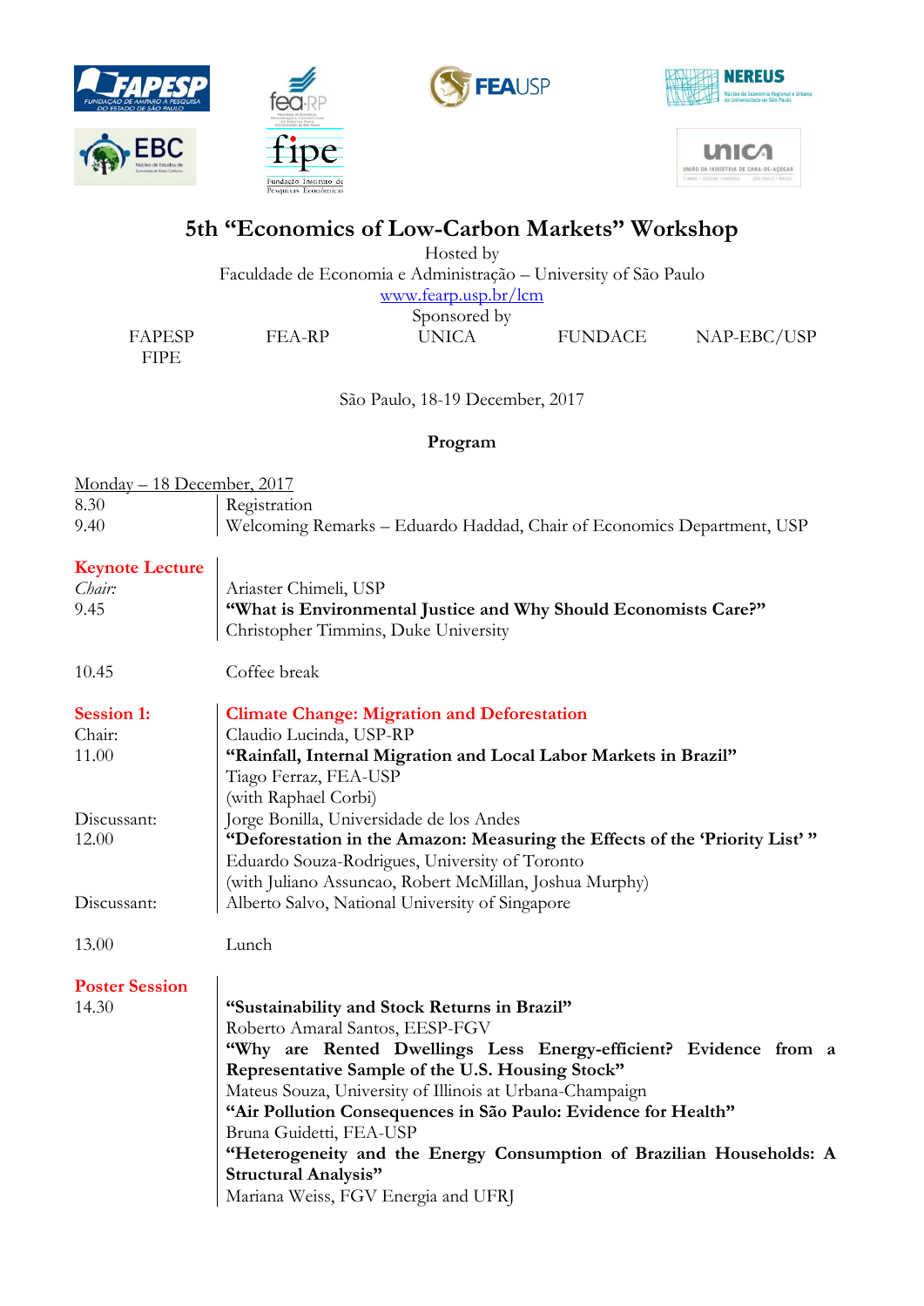# 5th "Economics of Low-Carbon Markets" Workshop

Hosted by
Faculdade de Economia e Administração – University of São Paulo
www.fearp.usp.br/lcm
Sponsored by

FAPESP FEA-RP UNICA FUNDACE NAP-EBC/USP
FIPE

São Paulo, 18-19 December, 2017

**Program**

Monday – 18 December, 2017

| | |
|---|---|
| 8.30 | Registration |
| 9.40 | Welcoming Remarks – Eduardo Haddad, Chair of Economics Department, USP |
| **Keynote Lecture** | |
| *Chair:* | Ariaster Chimeli, USP |
| 9.45 | **"What is Environmental Justice and Why Should Economists Care?"** |
| | Christopher Timmins, Duke University |
| 10.45 | Coffee break |
| **Session 1:** | **Climate Change: Migration and Deforestation** |
| Chair: | Claudio Lucinda, USP-RP |
| 11.00 | **"Rainfall, Internal Migration and Local Labor Markets in Brazil"** |
| | Tiago Ferraz, FEA-USP |
| | (with Raphael Corbi) |
| Discussant: | Jorge Bonilla, Universidade de los Andes |
| 12.00 | **"Deforestation in the Amazon: Measuring the Effects of the 'Priority List' "** |
| | Eduardo Souza-Rodrigues, University of Toronto |
| | (with Juliano Assuncao, Robert McMillan, Joshua Murphy) |
| Discussant: | Alberto Salvo, National University of Singapore |
| 13.00 | Lunch |
| **Poster Session** | |
| 14.30 | **"Sustainability and Stock Returns in Brazil"** |
| | Roberto Amaral Santos, EESP-FGV |
| | **"Why are Rented Dwellings Less Energy-efficient? Evidence from a Representative Sample of the U.S. Housing Stock"** |
| | Mateus Souza, University of Illinois at Urbana-Champaign |
| | **"Air Pollution Consequences in São Paulo: Evidence for Health"** |
| | Bruna Guidetti, FEA-USP |
| | **"Heterogeneity and the Energy Consumption of Brazilian Households: A Structural Analysis"** |
| | Mariana Weiss, FGV Energia and UFRJ |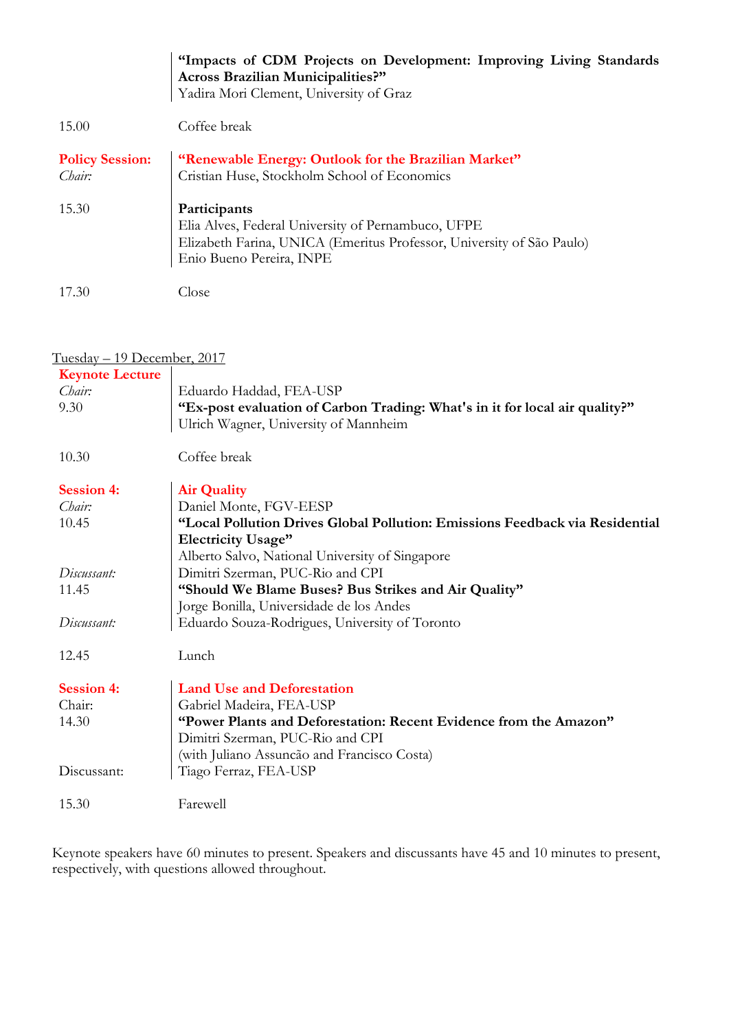| | |
|---|---|
| | **"Impacts of CDM Projects on Development: Improving Living Standards Across Brazilian Municipalities?"** Yadira Mori Clement, University of Graz |
| 15.00 | Coffee break |
| **Policy Session:** | **"Renewable Energy: Outlook for the Brazilian Market"** |
| *Chair:* | Cristian Huse, Stockholm School of Economics |
| 15.30 | **Participants** Elia Alves, Federal University of Pernambuco, UFPE Elizabeth Farina, UNICA (Emeritus Professor, University of São Paulo) Enio Bueno Pereira, INPE |
| 17.30 | Close |

Tuesday – 19 December, 2017

| | |
|---|---|
| **Keynote Lecture** | |
| *Chair:* | Eduardo Haddad, FEA-USP |
| 9.30 | **"Ex-post evaluation of Carbon Trading: What's in it for local air quality?"** Ulrich Wagner, University of Mannheim |
| 10.30 | Coffee break |
| **Session 4:** | **Air Quality** |
| *Chair:* | Daniel Monte, FGV-EESP |
| 10.45 | **"Local Pollution Drives Global Pollution: Emissions Feedback via Residential Electricity Usage"** Alberto Salvo, National University of Singapore |
| *Discussant:* | Dimitri Szerman, PUC-Rio and CPI |
| 11.45 | **"Should We Blame Buses? Bus Strikes and Air Quality"** Jorge Bonilla, Universidade de los Andes |
| *Discussant:* | Eduardo Souza-Rodrigues, University of Toronto |
| 12.45 | Lunch |
| **Session 4:** | **Land Use and Deforestation** |
| Chair: | Gabriel Madeira, FEA-USP |
| 14.30 | **"Power Plants and Deforestation: Recent Evidence from the Amazon"** Dimitri Szerman, PUC-Rio and CPI (with Juliano Assuncão and Francisco Costa) |
| Discussant: | Tiago Ferraz, FEA-USP |
| 15.30 | Farewell |

Keynote speakers have 60 minutes to present. Speakers and discussants have 45 and 10 minutes to present, respectively, with questions allowed throughout.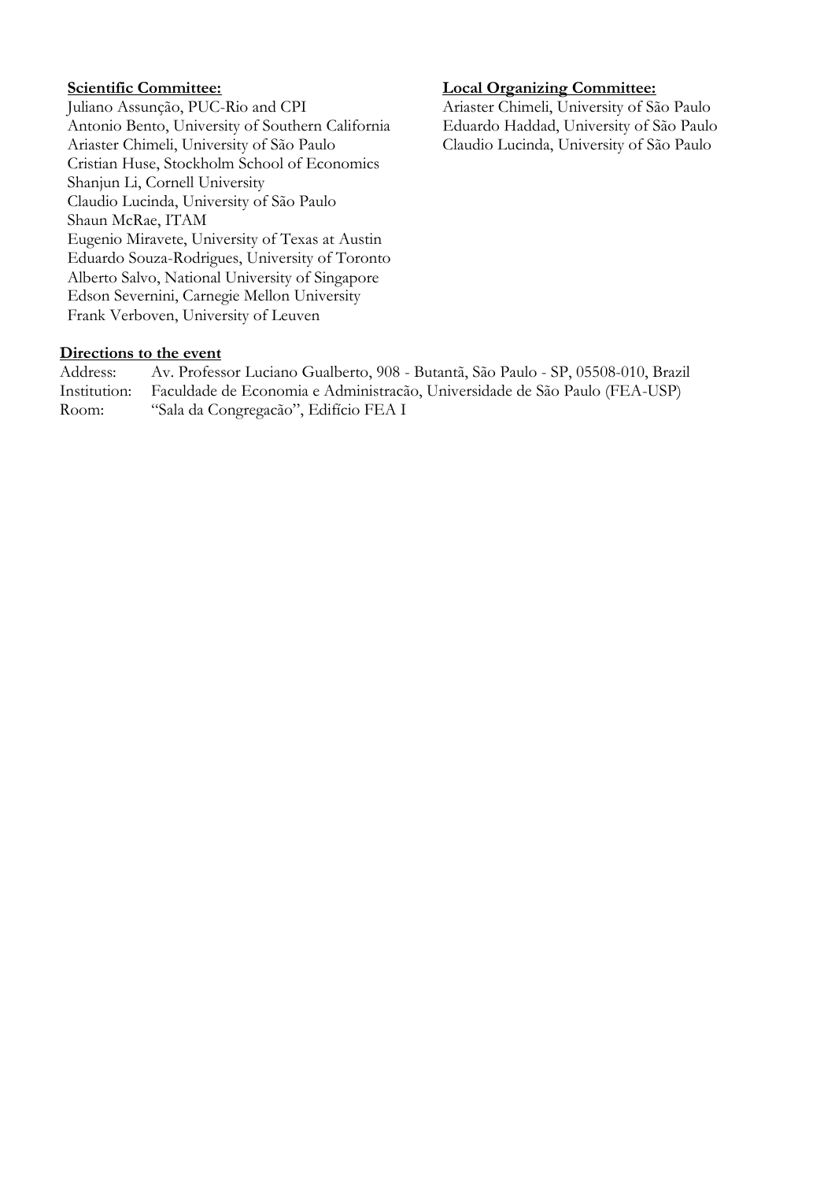**Scientific Committee:**

Juliano Assunção, PUC-Rio and CPI
Antonio Bento, University of Southern California
Ariaster Chimeli, University of São Paulo
Cristian Huse, Stockholm School of Economics
Shanjun Li, Cornell University
Claudio Lucinda, University of São Paulo
Shaun McRae, ITAM
Eugenio Miravete, University of Texas at Austin
Eduardo Souza-Rodrigues, University of Toronto
Alberto Salvo, National University of Singapore
Edson Severnini, Carnegie Mellon University
Frank Verboven, University of Leuven

**Local Organizing Committee:**

Ariaster Chimeli, University of São Paulo
Eduardo Haddad, University of São Paulo
Claudio Lucinda, University of São Paulo

**Directions to the event**

Address: Av. Professor Luciano Gualberto, 908 - Butantã, São Paulo - SP, 05508-010, Brazil
Institution: Faculdade de Economia e Administracão, Universidade de São Paulo (FEA-USP)
Room: "Sala da Congregacão", Edifício FEA I